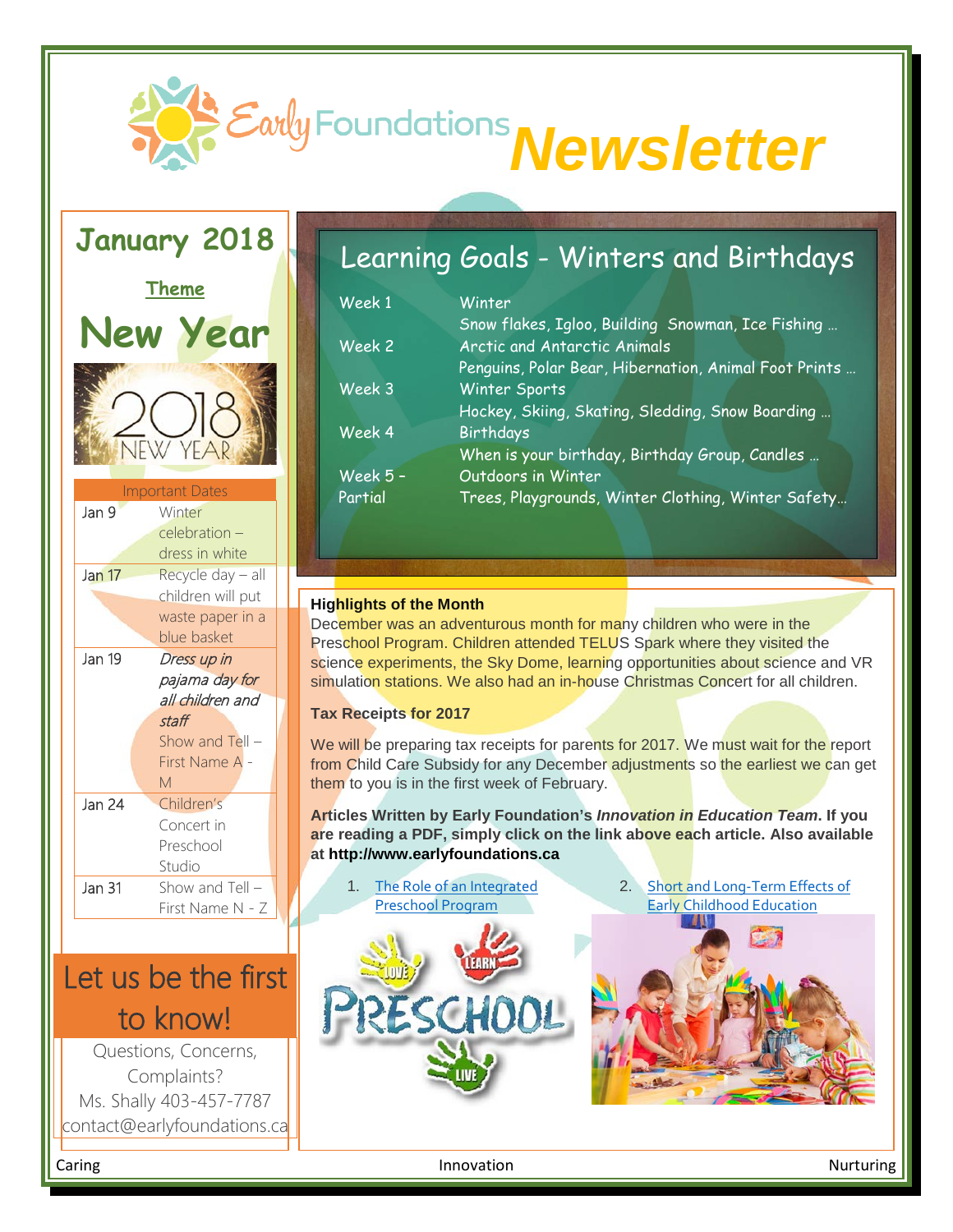# Early Foundations Newsletter

## January 2018

**Theme**

# New Year

| Important Dates | |
|---|---|
| Jan 9 | Winter celebration – dress in white |
| Jan 17 | Recycle day – all children will put waste paper in a blue basket |
| Jan 19 | *Dress up in pajama day for all children and staff* Show and Tell – First Name A - M |
| Jan 24 | Children's Concert in Preschool Studio |
| Jan 31 | Show and Tell – First Name N - Z |

## Let us be the first to know!

Questions, Concerns, Complaints?
Ms. Shally 403-457-7787
contact@earlyfoundations.ca

## Learning Goals - Winters and Birthdays

| Week | Topic |
|---|---|
| Week 1 | Winter<br>Snow flakes, Igloo, Building Snowman, Ice Fishing … |
| Week 2 | Arctic and Antarctic Animals<br>Penguins, Polar Bear, Hibernation, Animal Foot Prints … |
| Week 3 | Winter Sports<br>Hockey, Skiing, Skating, Sledding, Snow Boarding … |
| Week 4 | Birthdays<br>When is your birthday, Birthday Group, Candles … |
| Week 5 – Partial | Outdoors in Winter<br>Trees, Playgrounds, Winter Clothing, Winter Safety… |

**Highlights of the Month**

December was an adventurous month for many children who were in the Preschool Program. Children attended TELUS Spark where they visited the science experiments, the Sky Dome, learning opportunities about science and VR simulation stations. We also had an in-house Christmas Concert for all children.

**Tax Receipts for 2017**

We will be preparing tax receipts for parents for 2017. We must wait for the report from Child Care Subsidy for any December adjustments so the earliest we can get them to you is in the first week of February.

**Articles Written by Early Foundation's *Innovation in Education Team*. If you are reading a PDF, simply click on the link above each article. Also available at http://www.earlyfoundations.ca**

1. The Role of an Integrated Preschool Program
2. Short and Long-Term Effects of Early Childhood Education

Caring Innovation Nurturing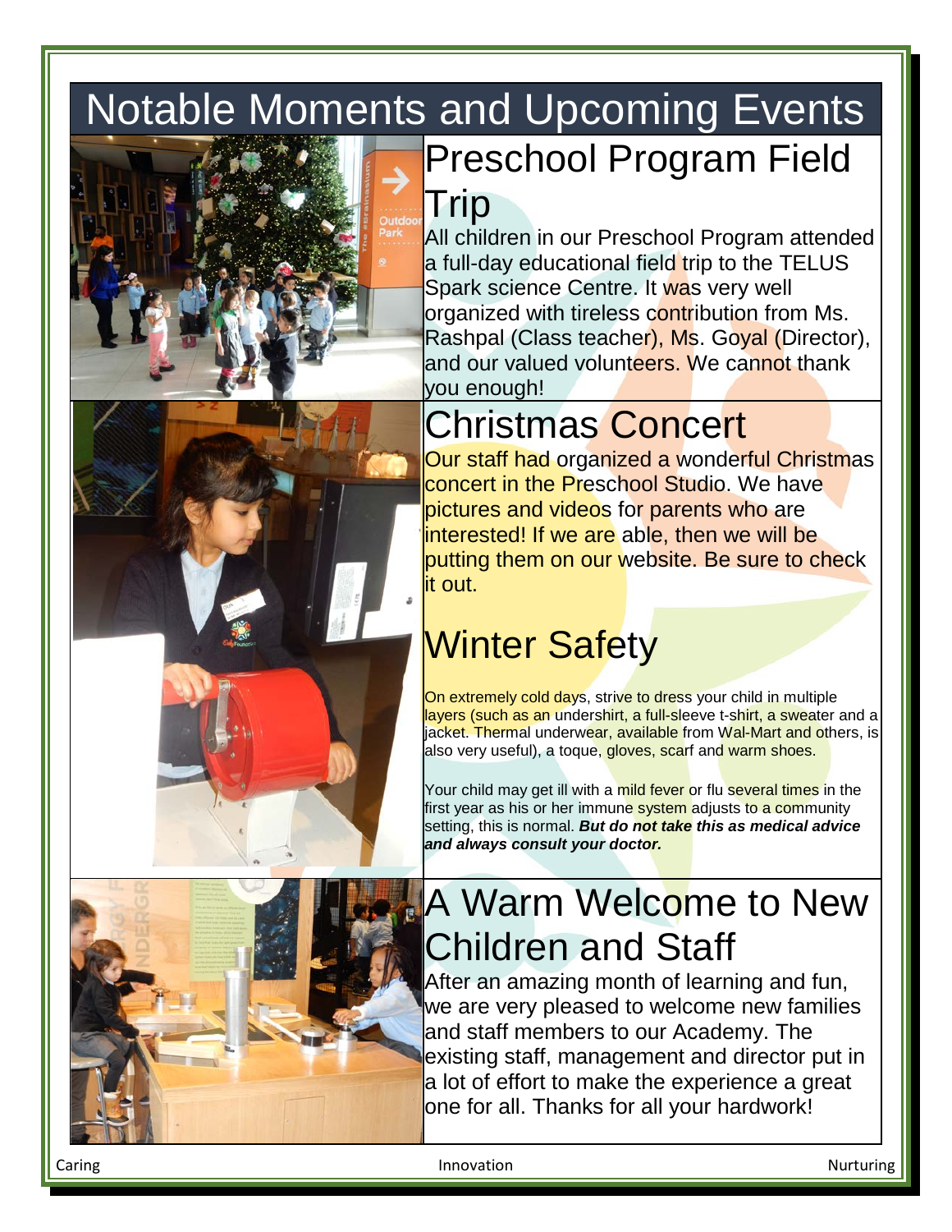# Notable Moments and Upcoming Events

## Preschool Program Field Trip

All children in our Preschool Program attended a full-day educational field trip to the TELUS Spark science Centre. It was very well organized with tireless contribution from Ms. Rashpal (Class teacher), Ms. Goyal (Director), and our valued volunteers. We cannot thank you enough!

## Christmas Concert

Our staff had organized a wonderful Christmas concert in the Preschool Studio. We have pictures and videos for parents who are interested! If we are able, then we will be putting them on our website. Be sure to check it out.

## Winter Safety

On extremely cold days, strive to dress your child in multiple layers (such as an undershirt, a full-sleeve t-shirt, a sweater and a jacket. Thermal underwear, available from Wal-Mart and others, is also very useful), a toque, gloves, scarf and warm shoes.

Your child may get ill with a mild fever or flu several times in the first year as his or her immune system adjusts to a community setting, this is normal. ***But do not take this as medical advice and always consult your doctor.***

## A Warm Welcome to New Children and Staff

After an amazing month of learning and fun, we are very pleased to welcome new families and staff members to our Academy. The existing staff, management and director put in a lot of effort to make the experience a great one for all. Thanks for all your hardwork!

Caring Innovation Nurturing